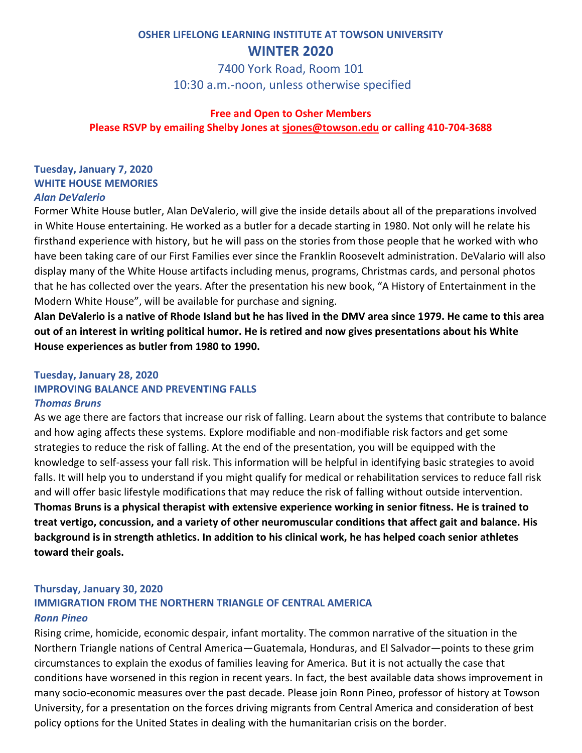# OSHER LIFELONG LEARNING INSTITUTE AT TOWSON UNIVERSITY

## WINTER 2020

7400 York Road, Room 101
10:30 a.m.-noon, unless otherwise specified

**Free and Open to Osher Members**
**Please RSVP by emailing Shelby Jones at sjones@towson.edu or calling 410-704-3688**

### Tuesday, January 7, 2020
### WHITE HOUSE MEMORIES
***Alan DeValerio***

Former White House butler, Alan DeValerio, will give the inside details about all of the preparations involved in White House entertaining. He worked as a butler for a decade starting in 1980. Not only will he relate his firsthand experience with history, but he will pass on the stories from those people that he worked with who have been taking care of our First Families ever since the Franklin Roosevelt administration. DeValario will also display many of the White House artifacts including menus, programs, Christmas cards, and personal photos that he has collected over the years. After the presentation his new book, "A History of Entertainment in the Modern White House", will be available for purchase and signing.

**Alan DeValerio is a native of Rhode Island but he has lived in the DMV area since 1979. He came to this area out of an interest in writing political humor. He is retired and now gives presentations about his White House experiences as butler from 1980 to 1990.**

### Tuesday, January 28, 2020
### IMPROVING BALANCE AND PREVENTING FALLS
***Thomas Bruns***

As we age there are factors that increase our risk of falling. Learn about the systems that contribute to balance and how aging affects these systems. Explore modifiable and non-modifiable risk factors and get some strategies to reduce the risk of falling. At the end of the presentation, you will be equipped with the knowledge to self-assess your fall risk. This information will be helpful in identifying basic strategies to avoid falls. It will help you to understand if you might qualify for medical or rehabilitation services to reduce fall risk and will offer basic lifestyle modifications that may reduce the risk of falling without outside intervention.

**Thomas Bruns is a physical therapist with extensive experience working in senior fitness. He is trained to treat vertigo, concussion, and a variety of other neuromuscular conditions that affect gait and balance. His background is in strength athletics. In addition to his clinical work, he has helped coach senior athletes toward their goals.**

### Thursday, January 30, 2020
### IMMIGRATION FROM THE NORTHERN TRIANGLE OF CENTRAL AMERICA
***Ronn Pineo***

Rising crime, homicide, economic despair, infant mortality. The common narrative of the situation in the Northern Triangle nations of Central America—Guatemala, Honduras, and El Salvador—points to these grim circumstances to explain the exodus of families leaving for America. But it is not actually the case that conditions have worsened in this region in recent years. In fact, the best available data shows improvement in many socio-economic measures over the past decade. Please join Ronn Pineo, professor of history at Towson University, for a presentation on the forces driving migrants from Central America and consideration of best policy options for the United States in dealing with the humanitarian crisis on the border.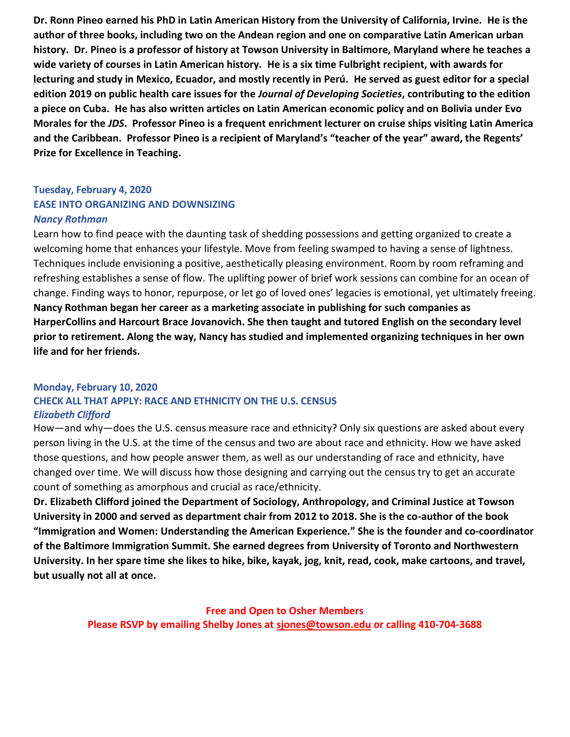**Dr. Ronn Pineo earned his PhD in Latin American History from the University of California, Irvine. He is the author of three books, including two on the Andean region and one on comparative Latin American urban history. Dr. Pineo is a professor of history at Towson University in Baltimore, Maryland where he teaches a wide variety of courses in Latin American history. He is a six time Fulbright recipient, with awards for lecturing and study in Mexico, Ecuador, and mostly recently in Perú. He served as guest editor for a special edition 2019 on public health care issues for the *Journal of Developing Societies*, contributing to the edition a piece on Cuba. He has also written articles on Latin American economic policy and on Bolivia under Evo Morales for the *JDS*. Professor Pineo is a frequent enrichment lecturer on cruise ships visiting Latin America and the Caribbean. Professor Pineo is a recipient of Maryland's "teacher of the year" award, the Regents' Prize for Excellence in Teaching.**

### Tuesday, February 4, 2020
### EASE INTO ORGANIZING AND DOWNSIZING
***Nancy Rothman***

Learn how to find peace with the daunting task of shedding possessions and getting organized to create a welcoming home that enhances your lifestyle. Move from feeling swamped to having a sense of lightness. Techniques include envisioning a positive, aesthetically pleasing environment. Room by room reframing and refreshing establishes a sense of flow. The uplifting power of brief work sessions can combine for an ocean of change. Finding ways to honor, repurpose, or let go of loved ones' legacies is emotional, yet ultimately freeing.
**Nancy Rothman began her career as a marketing associate in publishing for such companies as HarperCollins and Harcourt Brace Jovanovich. She then taught and tutored English on the secondary level prior to retirement. Along the way, Nancy has studied and implemented organizing techniques in her own life and for her friends.**

### Monday, February 10, 2020
### CHECK ALL THAT APPLY: RACE AND ETHNICITY ON THE U.S. CENSUS
***Elizabeth Clifford***

How—and why—does the U.S. census measure race and ethnicity? Only six questions are asked about every person living in the U.S. at the time of the census and two are about race and ethnicity. How we have asked those questions, and how people answer them, as well as our understanding of race and ethnicity, have changed over time. We will discuss how those designing and carrying out the census try to get an accurate count of something as amorphous and crucial as race/ethnicity.
**Dr. Elizabeth Clifford joined the Department of Sociology, Anthropology, and Criminal Justice at Towson University in 2000 and served as department chair from 2012 to 2018. She is the co-author of the book "Immigration and Women: Understanding the American Experience." She is the founder and co-coordinator of the Baltimore Immigration Summit. She earned degrees from University of Toronto and Northwestern University. In her spare time she likes to hike, bike, kayak, jog, knit, read, cook, make cartoons, and travel, but usually not all at once.**

**Free and Open to Osher Members**
**Please RSVP by emailing Shelby Jones at sjones@towson.edu or calling 410-704-3688**